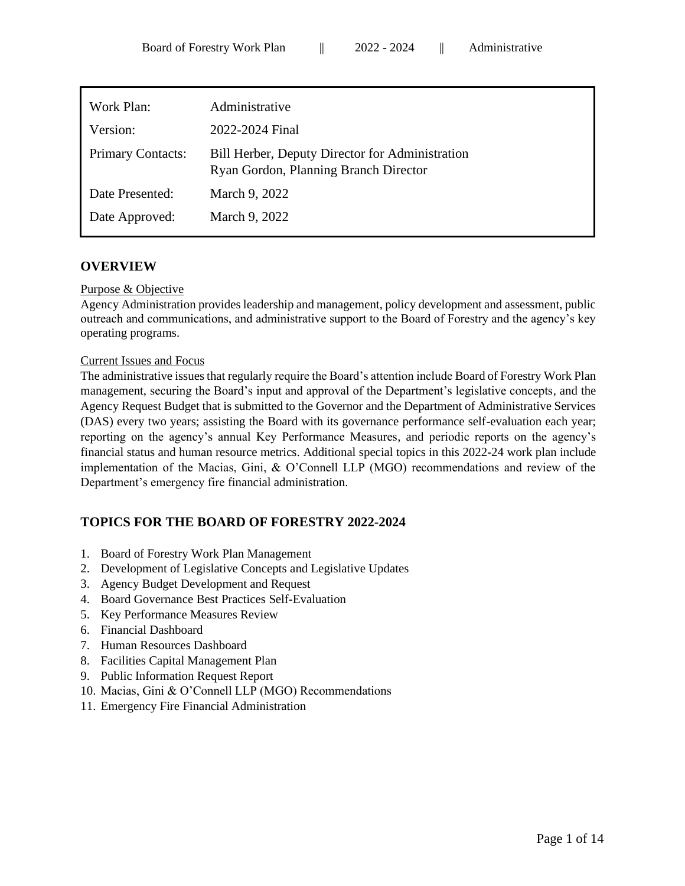| Work Plan: | Administrative |
| --- | --- |
| Version: | 2022-2024 Final |
| Primary Contacts: | Bill Herber, Deputy Director for Administration<br>Ryan Gordon, Planning Branch Director |
| Date Presented: | March 9, 2022 |
| Date Approved: | March 9, 2022 |

## OVERVIEW

Purpose & Objective

Agency Administration provides leadership and management, policy development and assessment, public outreach and communications, and administrative support to the Board of Forestry and the agency's key operating programs.

Current Issues and Focus

The administrative issues that regularly require the Board's attention include Board of Forestry Work Plan management, securing the Board's input and approval of the Department's legislative concepts, and the Agency Request Budget that is submitted to the Governor and the Department of Administrative Services (DAS) every two years; assisting the Board with its governance performance self-evaluation each year; reporting on the agency's annual Key Performance Measures, and periodic reports on the agency's financial status and human resource metrics. Additional special topics in this 2022-24 work plan include implementation of the Macias, Gini, & O'Connell LLP (MGO) recommendations and review of the Department's emergency fire financial administration.

## TOPICS FOR THE BOARD OF FORESTRY 2022-2024

1. Board of Forestry Work Plan Management
2. Development of Legislative Concepts and Legislative Updates
3. Agency Budget Development and Request
4. Board Governance Best Practices Self-Evaluation
5. Key Performance Measures Review
6. Financial Dashboard
7. Human Resources Dashboard
8. Facilities Capital Management Plan
9. Public Information Request Report
10. Macias, Gini & O'Connell LLP (MGO) Recommendations
11. Emergency Fire Financial Administration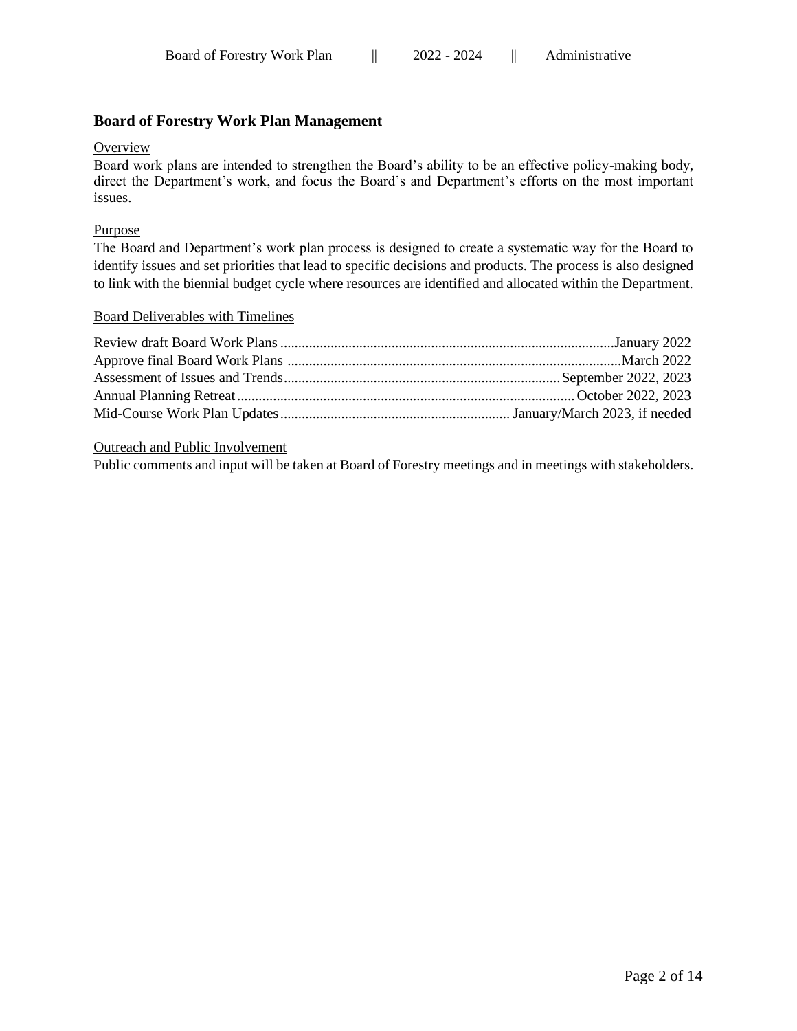## Board of Forestry Work Plan Management

Overview

Board work plans are intended to strengthen the Board's ability to be an effective policy-making body, direct the Department's work, and focus the Board's and Department's efforts on the most important issues.

Purpose

The Board and Department's work plan process is designed to create a systematic way for the Board to identify issues and set priorities that lead to specific decisions and products. The process is also designed to link with the biennial budget cycle where resources are identified and allocated within the Department.

Board Deliverables with Timelines

Review draft Board Work Plans ............................................................................................January 2022
Approve final Board Work Plans ............................................................................................March 2022
Assessment of Issues and Trends............................................................................September 2022, 2023
Annual Planning Retreat............................................................................................October 2022, 2023
Mid-Course Work Plan Updates................................................................ January/March 2023, if needed

Outreach and Public Involvement

Public comments and input will be taken at Board of Forestry meetings and in meetings with stakeholders.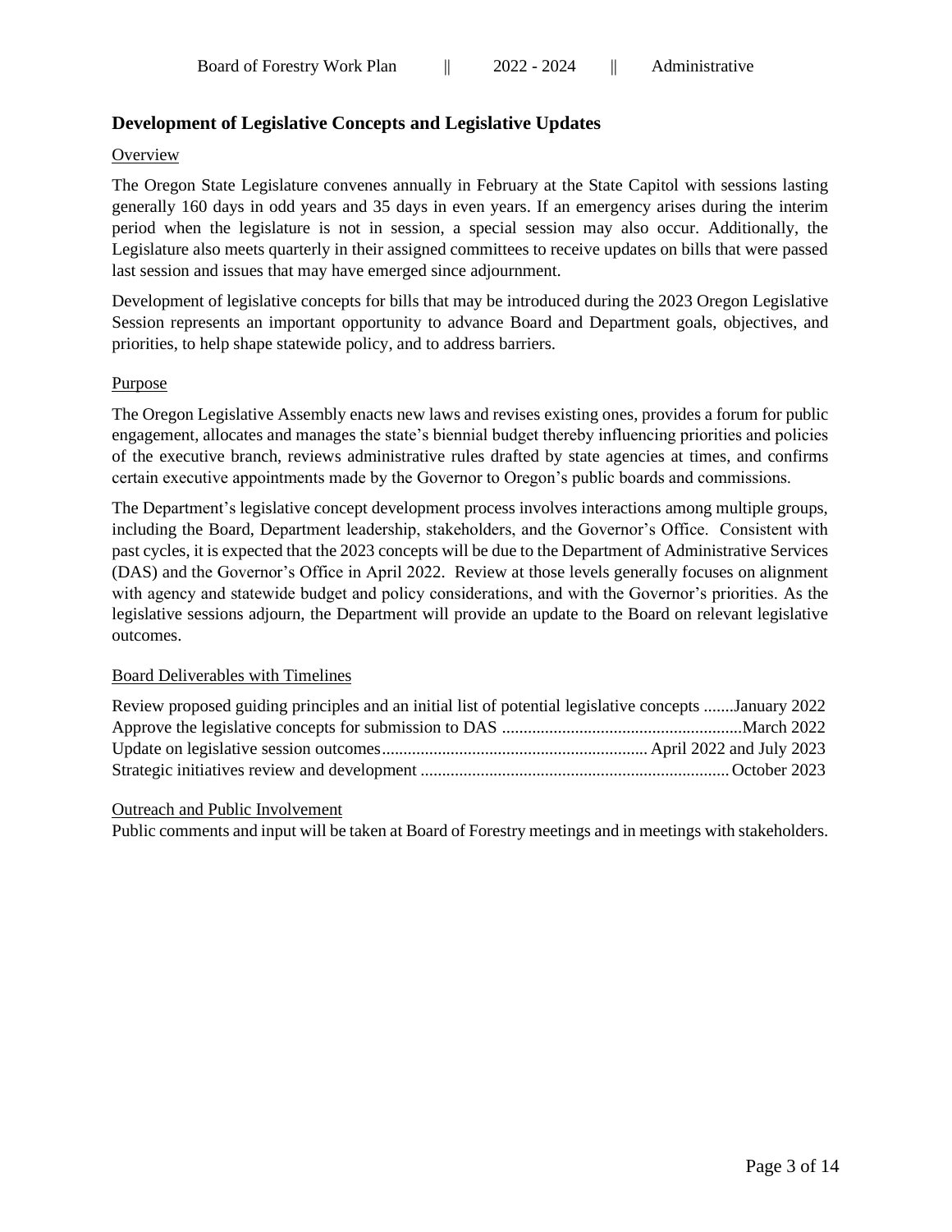## Development of Legislative Concepts and Legislative Updates

Overview

The Oregon State Legislature convenes annually in February at the State Capitol with sessions lasting generally 160 days in odd years and 35 days in even years. If an emergency arises during the interim period when the legislature is not in session, a special session may also occur. Additionally, the Legislature also meets quarterly in their assigned committees to receive updates on bills that were passed last session and issues that may have emerged since adjournment.

Development of legislative concepts for bills that may be introduced during the 2023 Oregon Legislative Session represents an important opportunity to advance Board and Department goals, objectives, and priorities, to help shape statewide policy, and to address barriers.

Purpose

The Oregon Legislative Assembly enacts new laws and revises existing ones, provides a forum for public engagement, allocates and manages the state's biennial budget thereby influencing priorities and policies of the executive branch, reviews administrative rules drafted by state agencies at times, and confirms certain executive appointments made by the Governor to Oregon's public boards and commissions.

The Department's legislative concept development process involves interactions among multiple groups, including the Board, Department leadership, stakeholders, and the Governor's Office. Consistent with past cycles, it is expected that the 2023 concepts will be due to the Department of Administrative Services (DAS) and the Governor's Office in April 2022. Review at those levels generally focuses on alignment with agency and statewide budget and policy considerations, and with the Governor's priorities. As the legislative sessions adjourn, the Department will provide an update to the Board on relevant legislative outcomes.

Board Deliverables with Timelines

Review proposed guiding principles and an initial list of potential legislative concepts .......January 2022
Approve the legislative concepts for submission to DAS ........................................................March 2022
Update on legislative session outcomes............................................................. April 2022 and July 2023
Strategic initiatives review and development ....................................................................... October 2023

Outreach and Public Involvement

Public comments and input will be taken at Board of Forestry meetings and in meetings with stakeholders.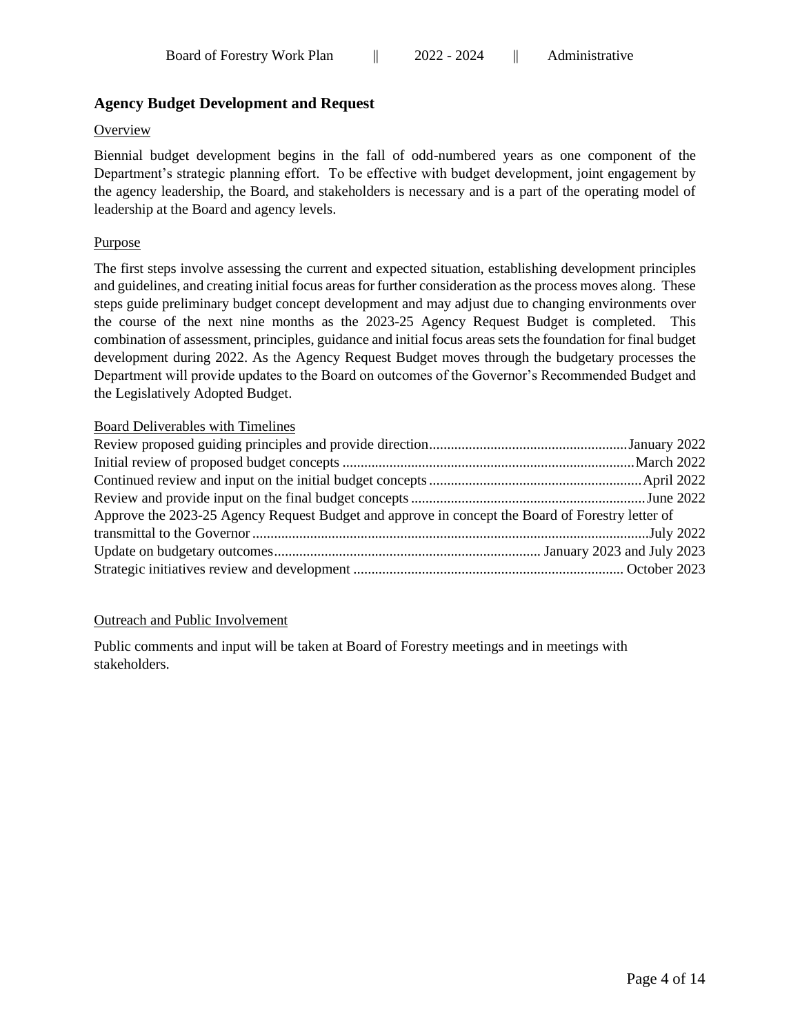## Agency Budget Development and Request

Overview

Biennial budget development begins in the fall of odd-numbered years as one component of the Department's strategic planning effort. To be effective with budget development, joint engagement by the agency leadership, the Board, and stakeholders is necessary and is a part of the operating model of leadership at the Board and agency levels.

Purpose

The first steps involve assessing the current and expected situation, establishing development principles and guidelines, and creating initial focus areas for further consideration as the process moves along. These steps guide preliminary budget concept development and may adjust due to changing environments over the course of the next nine months as the 2023-25 Agency Request Budget is completed. This combination of assessment, principles, guidance and initial focus areas sets the foundation for final budget development during 2022. As the Agency Request Budget moves through the budgetary processes the Department will provide updates to the Board on outcomes of the Governor's Recommended Budget and the Legislatively Adopted Budget.

Board Deliverables with Timelines

- Review proposed guiding principles and provide direction.......January 2022
- Initial review of proposed budget concepts.......March 2022
- Continued review and input on the initial budget concepts.......April 2022
- Review and provide input on the final budget concepts.......June 2022
- Approve the 2023-25 Agency Request Budget and approve in concept the Board of Forestry letter of transmittal to the Governor.......July 2022
- Update on budgetary outcomes.......January 2023 and July 2023
- Strategic initiatives review and development.......October 2023

Outreach and Public Involvement

Public comments and input will be taken at Board of Forestry meetings and in meetings with stakeholders.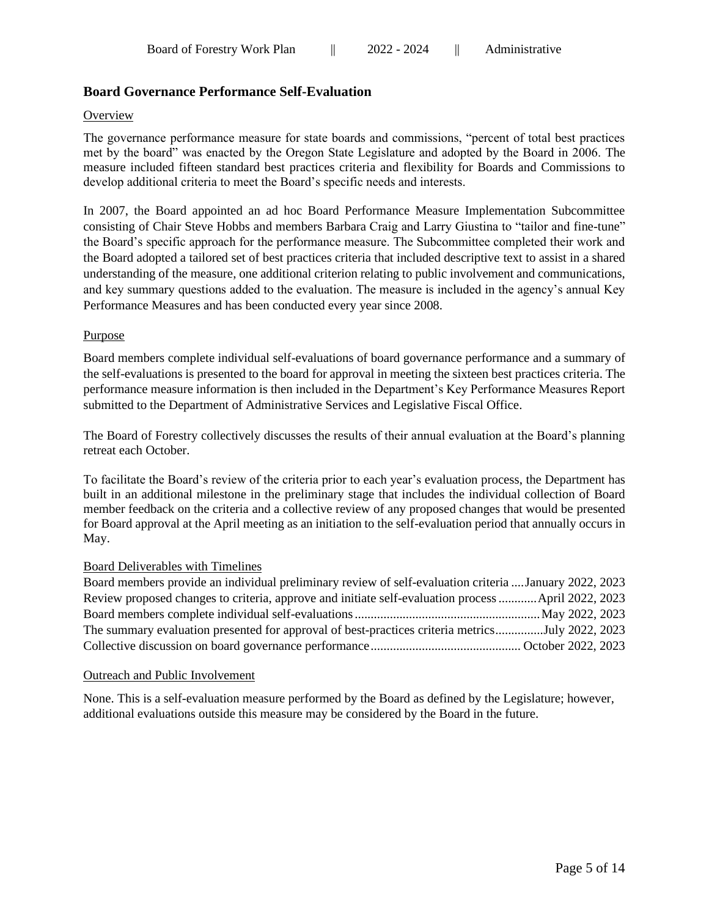## Board Governance Performance Self-Evaluation

Overview

The governance performance measure for state boards and commissions, "percent of total best practices met by the board" was enacted by the Oregon State Legislature and adopted by the Board in 2006. The measure included fifteen standard best practices criteria and flexibility for Boards and Commissions to develop additional criteria to meet the Board's specific needs and interests.

In 2007, the Board appointed an ad hoc Board Performance Measure Implementation Subcommittee consisting of Chair Steve Hobbs and members Barbara Craig and Larry Giustina to "tailor and fine-tune" the Board's specific approach for the performance measure. The Subcommittee completed their work and the Board adopted a tailored set of best practices criteria that included descriptive text to assist in a shared understanding of the measure, one additional criterion relating to public involvement and communications, and key summary questions added to the evaluation. The measure is included in the agency's annual Key Performance Measures and has been conducted every year since 2008.

Purpose

Board members complete individual self-evaluations of board governance performance and a summary of the self-evaluations is presented to the board for approval in meeting the sixteen best practices criteria. The performance measure information is then included in the Department's Key Performance Measures Report submitted to the Department of Administrative Services and Legislative Fiscal Office.

The Board of Forestry collectively discusses the results of their annual evaluation at the Board's planning retreat each October.

To facilitate the Board's review of the criteria prior to each year's evaluation process, the Department has built in an additional milestone in the preliminary stage that includes the individual collection of Board member feedback on the criteria and a collective review of any proposed changes that would be presented for Board approval at the April meeting as an initiation to the self-evaluation period that annually occurs in May.

Board Deliverables with Timelines

Board members provide an individual preliminary review of self-evaluation criteria .... January 2022, 2023
Review proposed changes to criteria, approve and initiate self-evaluation process ............ April 2022, 2023
Board members complete individual self-evaluations .......................................................... May 2022, 2023
The summary evaluation presented for approval of best-practices criteria metrics............... July 2022, 2023
Collective discussion on board governance performance .............................................. October 2022, 2023

Outreach and Public Involvement

None. This is a self-evaluation measure performed by the Board as defined by the Legislature; however, additional evaluations outside this measure may be considered by the Board in the future.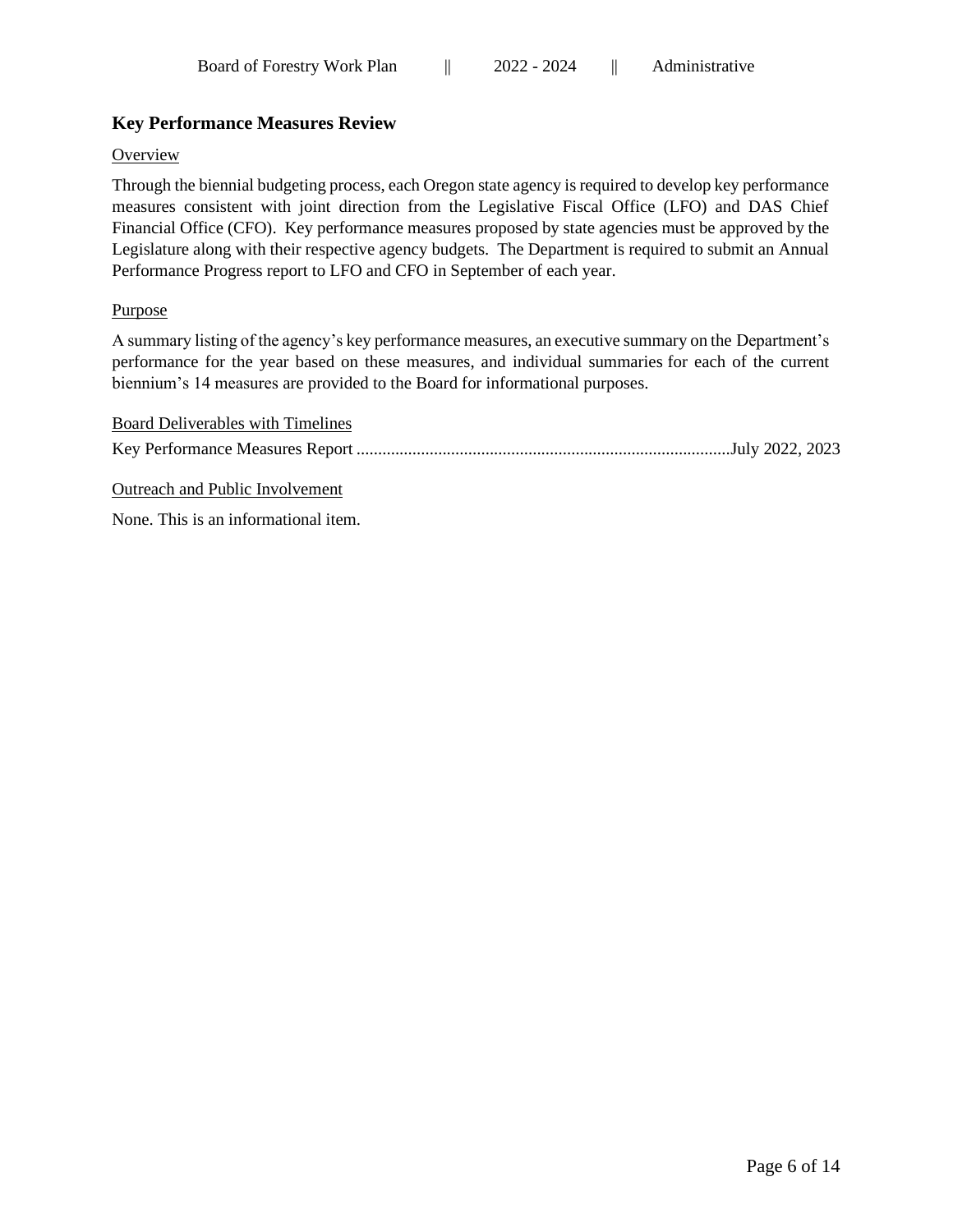## Key Performance Measures Review

<u>Overview</u>

Through the biennial budgeting process, each Oregon state agency is required to develop key performance measures consistent with joint direction from the Legislative Fiscal Office (LFO) and DAS Chief Financial Office (CFO). Key performance measures proposed by state agencies must be approved by the Legislature along with their respective agency budgets. The Department is required to submit an Annual Performance Progress report to LFO and CFO in September of each year.

<u>Purpose</u>

A summary listing of the agency's key performance measures, an executive summary on the Department's performance for the year based on these measures, and individual summaries for each of the current biennium's 14 measures are provided to the Board for informational purposes.

<u>Board Deliverables with Timelines</u>

Key Performance Measures Report ......................................................................................July 2022, 2023

<u>Outreach and Public Involvement</u>

None. This is an informational item.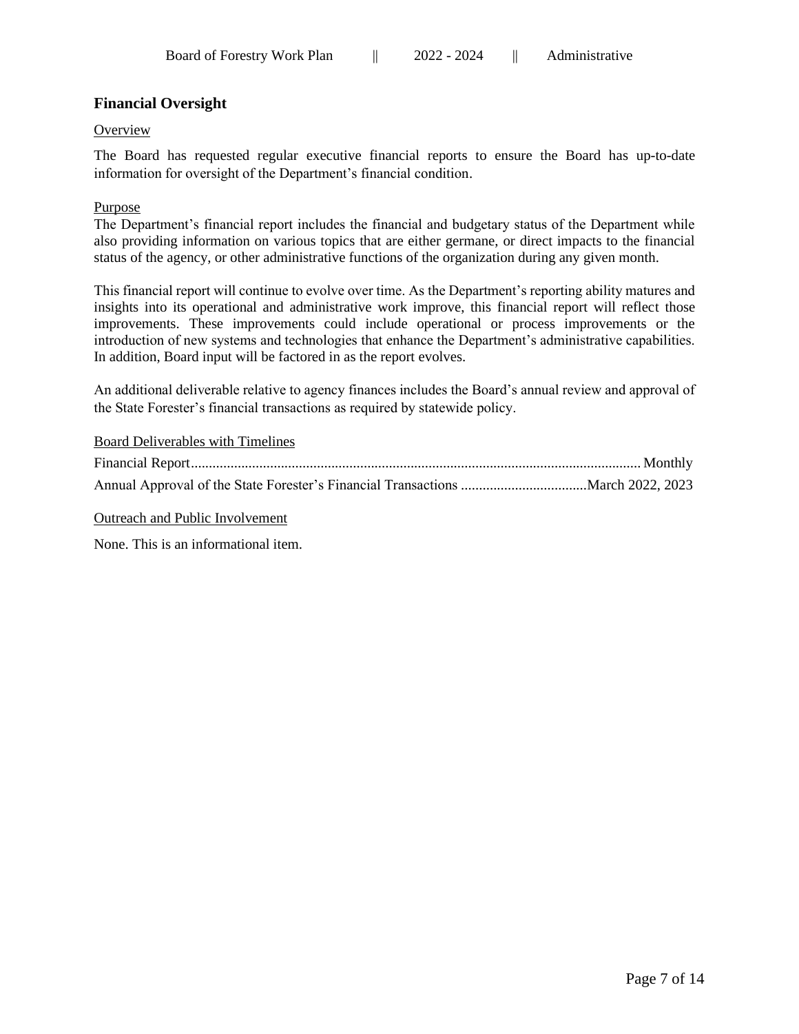## Financial Oversight

Overview

The Board has requested regular executive financial reports to ensure the Board has up-to-date information for oversight of the Department's financial condition.

Purpose

The Department's financial report includes the financial and budgetary status of the Department while also providing information on various topics that are either germane, or direct impacts to the financial status of the agency, or other administrative functions of the organization during any given month.

This financial report will continue to evolve over time. As the Department's reporting ability matures and insights into its operational and administrative work improve, this financial report will reflect those improvements. These improvements could include operational or process improvements or the introduction of new systems and technologies that enhance the Department's administrative capabilities. In addition, Board input will be factored in as the report evolves.

An additional deliverable relative to agency finances includes the Board's annual review and approval of the State Forester's financial transactions as required by statewide policy.

Board Deliverables with Timelines

Financial Report............................................................................................................................. Monthly

Annual Approval of the State Forester's Financial Transactions ..................................March 2022, 2023

Outreach and Public Involvement

None. This is an informational item.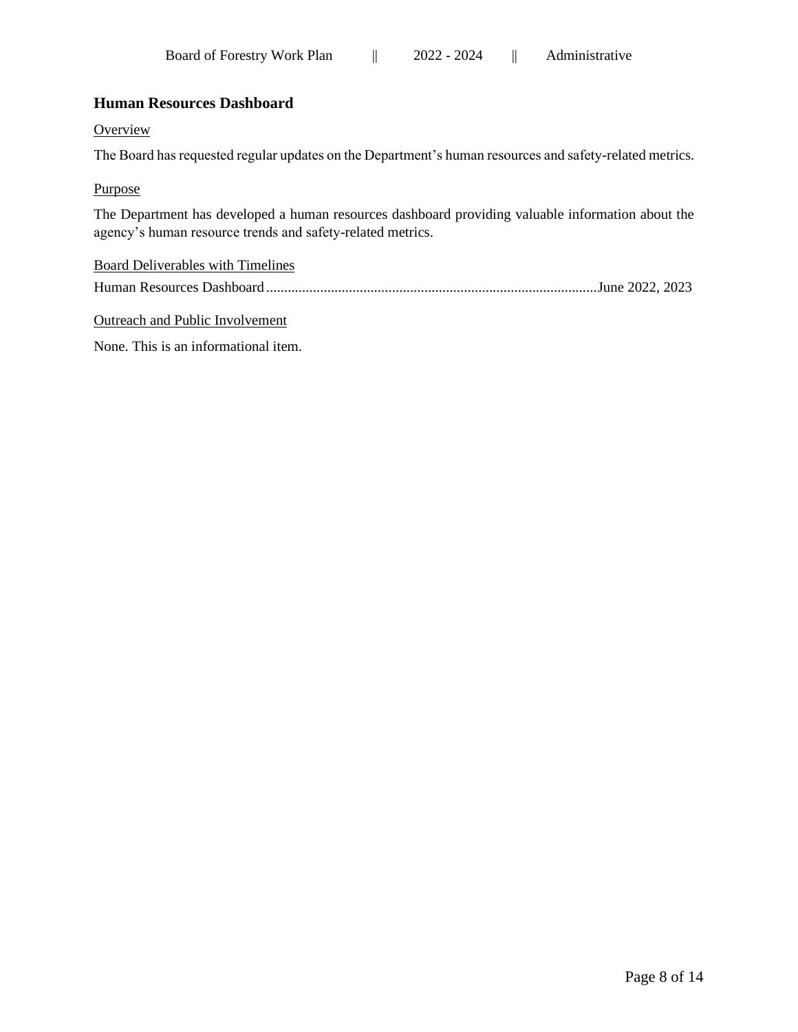## Human Resources Dashboard

Overview

The Board has requested regular updates on the Department's human resources and safety-related metrics.

Purpose

The Department has developed a human resources dashboard providing valuable information about the agency's human resource trends and safety-related metrics.

Board Deliverables with Timelines

Human Resources Dashboard ............................................................................................June 2022, 2023

Outreach and Public Involvement

None. This is an informational item.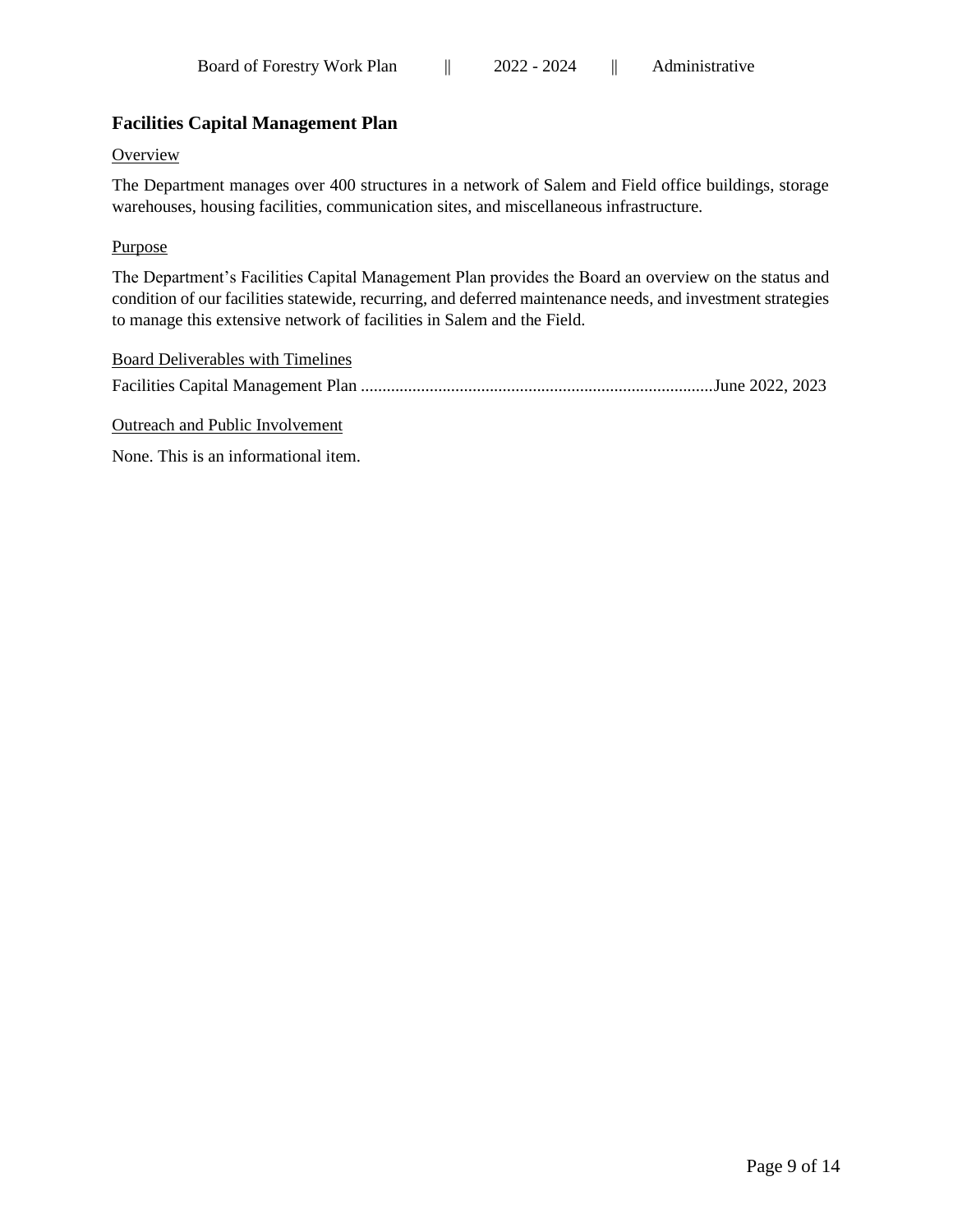## Facilities Capital Management Plan

Overview

The Department manages over 400 structures in a network of Salem and Field office buildings, storage warehouses, housing facilities, communication sites, and miscellaneous infrastructure.

Purpose

The Department's Facilities Capital Management Plan provides the Board an overview on the status and condition of our facilities statewide, recurring, and deferred maintenance needs, and investment strategies to manage this extensive network of facilities in Salem and the Field.

Board Deliverables with Timelines

Facilities Capital Management Plan ..................................................................................June 2022, 2023

Outreach and Public Involvement

None. This is an informational item.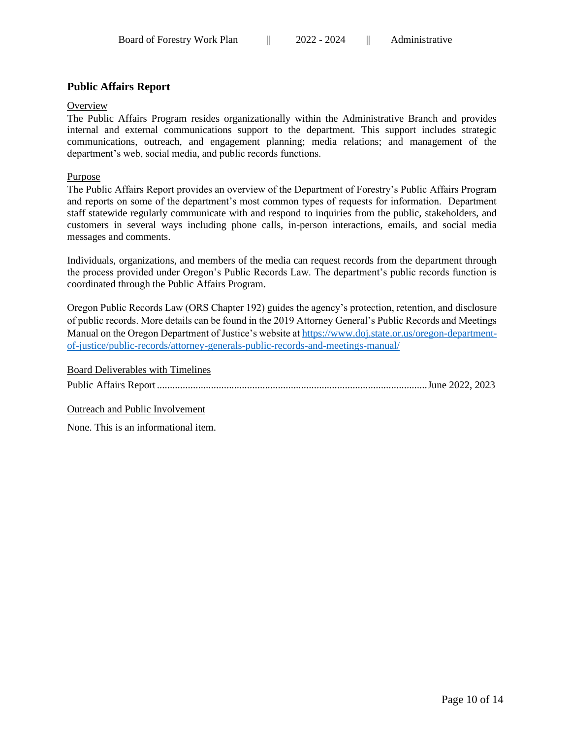## Public Affairs Report

Overview

The Public Affairs Program resides organizationally within the Administrative Branch and provides internal and external communications support to the department. This support includes strategic communications, outreach, and engagement planning; media relations; and management of the department's web, social media, and public records functions.

Purpose

The Public Affairs Report provides an overview of the Department of Forestry's Public Affairs Program and reports on some of the department's most common types of requests for information. Department staff statewide regularly communicate with and respond to inquiries from the public, stakeholders, and customers in several ways including phone calls, in-person interactions, emails, and social media messages and comments.

Individuals, organizations, and members of the media can request records from the department through the process provided under Oregon's Public Records Law. The department's public records function is coordinated through the Public Affairs Program.

Oregon Public Records Law (ORS Chapter 192) guides the agency's protection, retention, and disclosure of public records. More details can be found in the 2019 Attorney General's Public Records and Meetings Manual on the Oregon Department of Justice's website at https://www.doj.state.or.us/oregon-department-of-justice/public-records/attorney-generals-public-records-and-meetings-manual/

Board Deliverables with Timelines

Public Affairs Report....................June 2022, 2023

Outreach and Public Involvement

None. This is an informational item.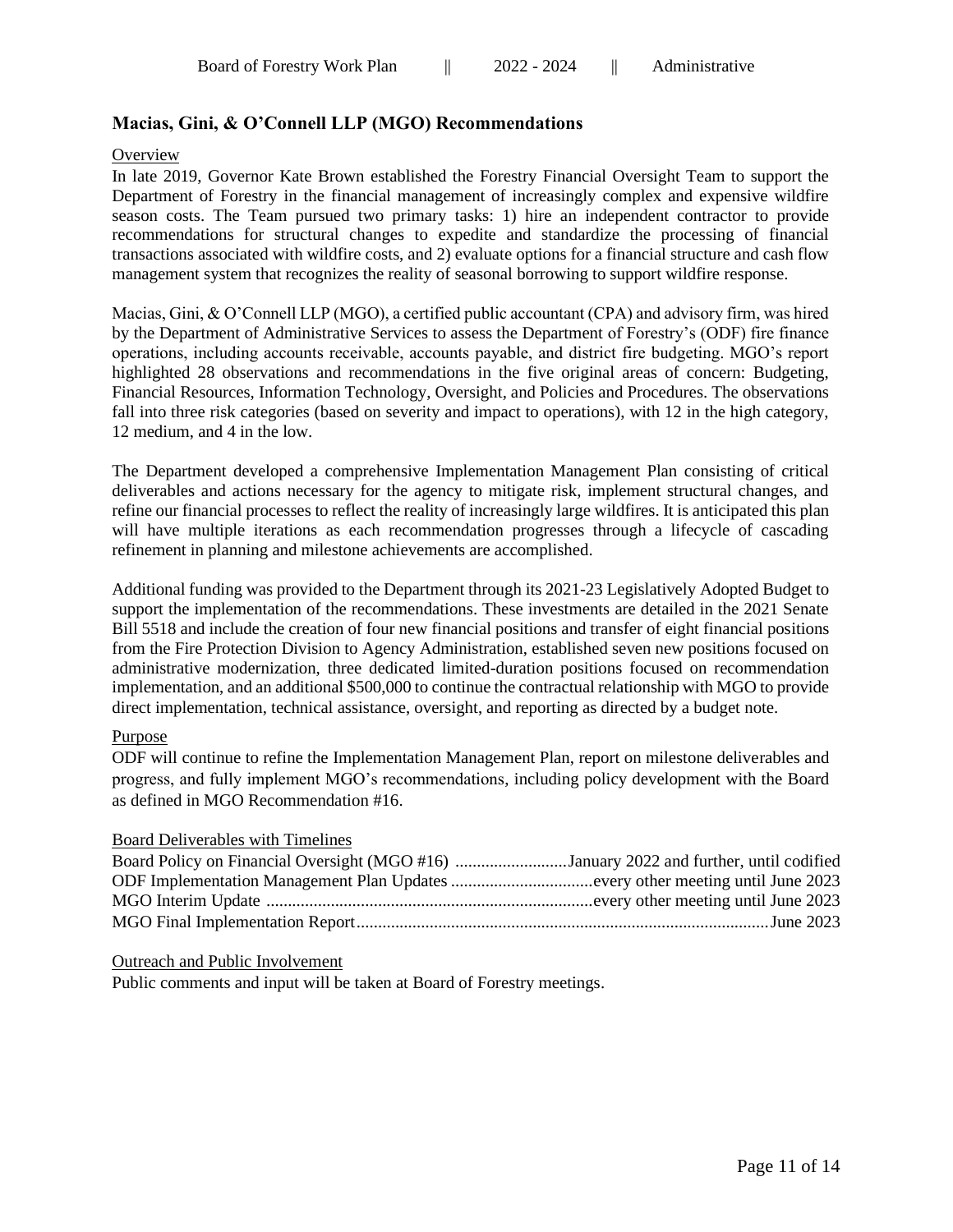## Macias, Gini, & O'Connell LLP (MGO) Recommendations

Overview

In late 2019, Governor Kate Brown established the Forestry Financial Oversight Team to support the Department of Forestry in the financial management of increasingly complex and expensive wildfire season costs. The Team pursued two primary tasks: 1) hire an independent contractor to provide recommendations for structural changes to expedite and standardize the processing of financial transactions associated with wildfire costs, and 2) evaluate options for a financial structure and cash flow management system that recognizes the reality of seasonal borrowing to support wildfire response.

Macias, Gini, & O'Connell LLP (MGO), a certified public accountant (CPA) and advisory firm, was hired by the Department of Administrative Services to assess the Department of Forestry's (ODF) fire finance operations, including accounts receivable, accounts payable, and district fire budgeting. MGO's report highlighted 28 observations and recommendations in the five original areas of concern: Budgeting, Financial Resources, Information Technology, Oversight, and Policies and Procedures. The observations fall into three risk categories (based on severity and impact to operations), with 12 in the high category, 12 medium, and 4 in the low.

The Department developed a comprehensive Implementation Management Plan consisting of critical deliverables and actions necessary for the agency to mitigate risk, implement structural changes, and refine our financial processes to reflect the reality of increasingly large wildfires. It is anticipated this plan will have multiple iterations as each recommendation progresses through a lifecycle of cascading refinement in planning and milestone achievements are accomplished.

Additional funding was provided to the Department through its 2021-23 Legislatively Adopted Budget to support the implementation of the recommendations. These investments are detailed in the 2021 Senate Bill 5518 and include the creation of four new financial positions and transfer of eight financial positions from the Fire Protection Division to Agency Administration, established seven new positions focused on administrative modernization, three dedicated limited-duration positions focused on recommendation implementation, and an additional $500,000 to continue the contractual relationship with MGO to provide direct implementation, technical assistance, oversight, and reporting as directed by a budget note.

Purpose

ODF will continue to refine the Implementation Management Plan, report on milestone deliverables and progress, and fully implement MGO's recommendations, including policy development with the Board as defined in MGO Recommendation #16.

Board Deliverables with Timelines

Board Policy on Financial Oversight (MGO #16) ..........................January 2022 and further, until codified
ODF Implementation Management Plan Updates .................................every other meeting until June 2023
MGO Interim Update ............................................................................every other meeting until June 2023
MGO Final Implementation Report...............................................................................................June 2023

Outreach and Public Involvement

Public comments and input will be taken at Board of Forestry meetings.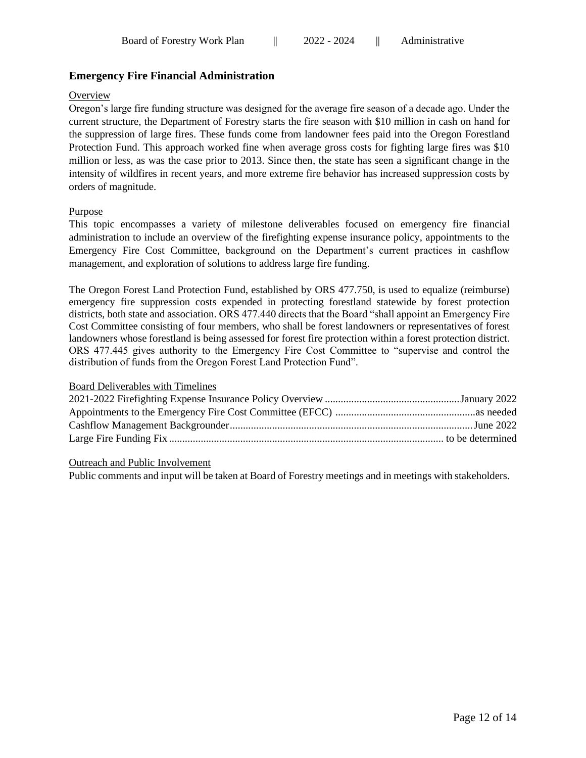## Emergency Fire Financial Administration

Overview

Oregon's large fire funding structure was designed for the average fire season of a decade ago. Under the current structure, the Department of Forestry starts the fire season with $10 million in cash on hand for the suppression of large fires. These funds come from landowner fees paid into the Oregon Forestland Protection Fund. This approach worked fine when average gross costs for fighting large fires was $10 million or less, as was the case prior to 2013. Since then, the state has seen a significant change in the intensity of wildfires in recent years, and more extreme fire behavior has increased suppression costs by orders of magnitude.

Purpose

This topic encompasses a variety of milestone deliverables focused on emergency fire financial administration to include an overview of the firefighting expense insurance policy, appointments to the Emergency Fire Cost Committee, background on the Department's current practices in cashflow management, and exploration of solutions to address large fire funding.

The Oregon Forest Land Protection Fund, established by ORS 477.750, is used to equalize (reimburse) emergency fire suppression costs expended in protecting forestland statewide by forest protection districts, both state and association. ORS 477.440 directs that the Board "shall appoint an Emergency Fire Cost Committee consisting of four members, who shall be forest landowners or representatives of forest landowners whose forestland is being assessed for forest fire protection within a forest protection district. ORS 477.445 gives authority to the Emergency Fire Cost Committee to "supervise and control the distribution of funds from the Oregon Forest Land Protection Fund".

Board Deliverables with Timelines

2021-2022 Firefighting Expense Insurance Policy Overview .................................................. January 2022
Appointments to the Emergency Fire Cost Committee (EFCC) .................................................... as needed
Cashflow Management Backgrounder ........................................................................................ June 2022
Large Fire Funding Fix ........................................................................................................ to be determined

Outreach and Public Involvement

Public comments and input will be taken at Board of Forestry meetings and in meetings with stakeholders.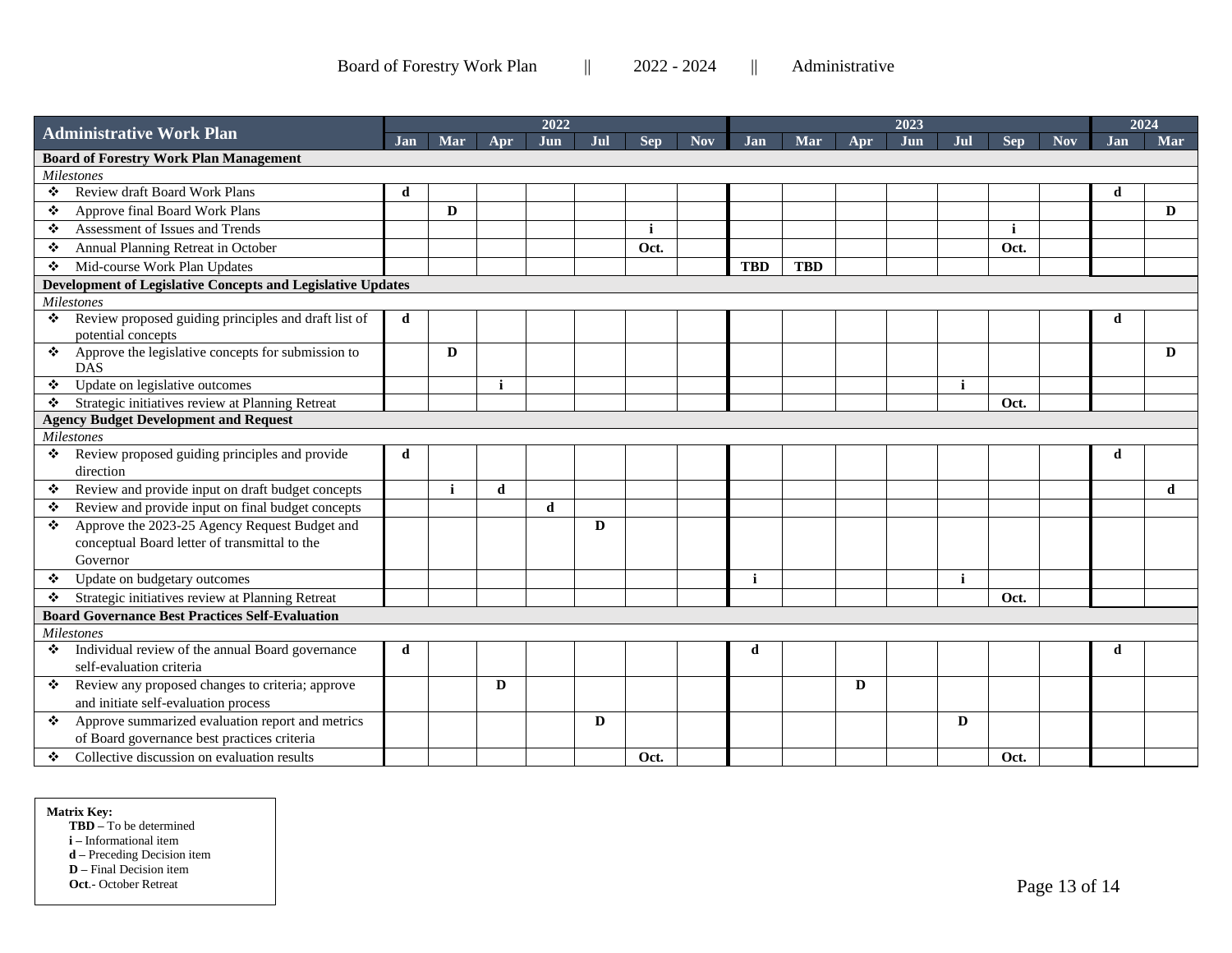Board of Forestry Work Plan || 2022 - 2024 || Administrative

| Administrative Work Plan | 2022 | | | | | | | 2023 | | | | | | | 2024 | |
|---|---|---|---|---|---|---|---|---|---|---|---|---|---|---|---|---|
| | Jan | Mar | Apr | Jun | Jul | Sep | Nov | Jan | Mar | Apr | Jun | Jul | Sep | Nov | Jan | Mar |
| **Board of Forestry Work Plan Management** | | | | | | | | | | | | | | | | |
| *Milestones* | | | | | | | | | | | | | | | | |
| ❖ Review draft Board Work Plans | **d** | | | | | | | | | | | | | | **d** | |
| ❖ Approve final Board Work Plans | | **D** | | | | | | | | | | | | | | **D** |
| ❖ Assessment of Issues and Trends | | | | | | **i** | | | | | | | **i** | | | |
| ❖ Annual Planning Retreat in October | | | | | | **Oct.** | | | | | | | **Oct.** | | | |
| ❖ Mid-course Work Plan Updates | | | | | | | | **TBD** | **TBD** | | | | | | | |
| **Development of Legislative Concepts and Legislative Updates** | | | | | | | | | | | | | | | | |
| *Milestones* | | | | | | | | | | | | | | | | |
| ❖ Review proposed guiding principles and draft list of potential concepts | **d** | | | | | | | | | | | | | | **d** | |
| ❖ Approve the legislative concepts for submission to DAS | | **D** | | | | | | | | | | | | | | **D** |
| ❖ Update on legislative outcomes | | | **i** | | | | | | | | | **i** | | | | |
| ❖ Strategic initiatives review at Planning Retreat | | | | | | | | | | | | | **Oct.** | | | |
| **Agency Budget Development and Request** | | | | | | | | | | | | | | | | |
| *Milestones* | | | | | | | | | | | | | | | | |
| ❖ Review proposed guiding principles and provide direction | **d** | | | | | | | | | | | | | | **d** | |
| ❖ Review and provide input on draft budget concepts | | **i** | **d** | | | | | | | | | | | | | **d** |
| ❖ Review and provide input on final budget concepts | | | | **d** | | | | | | | | | | | | |
| ❖ Approve the 2023-25 Agency Request Budget and conceptual Board letter of transmittal to the Governor | | | | | **D** | | | | | | | | | | | |
| ❖ Update on budgetary outcomes | | | | | | | | **i** | | | | **i** | | | | |
| ❖ Strategic initiatives review at Planning Retreat | | | | | | | | | | | | | **Oct.** | | | |
| **Board Governance Best Practices Self-Evaluation** | | | | | | | | | | | | | | | | |
| *Milestones* | | | | | | | | | | | | | | | | |
| ❖ Individual review of the annual Board governance self-evaluation criteria | **d** | | | | | | | **d** | | | | | | | **d** | |
| ❖ Review any proposed changes to criteria; approve and initiate self-evaluation process | | | **D** | | | | | | | **D** | | | | | | |
| ❖ Approve summarized evaluation report and metrics of Board governance best practices criteria | | | | | **D** | | | | | | | **D** | | | | |
| ❖ Collective discussion on evaluation results | | | | | | **Oct.** | | | | | | | **Oct.** | | | |

**Matrix Key:**
- **TBD** – To be determined
- **i** – Informational item
- **d** – Preceding Decision item
- **D** – Final Decision item
- **Oct**.- October Retreat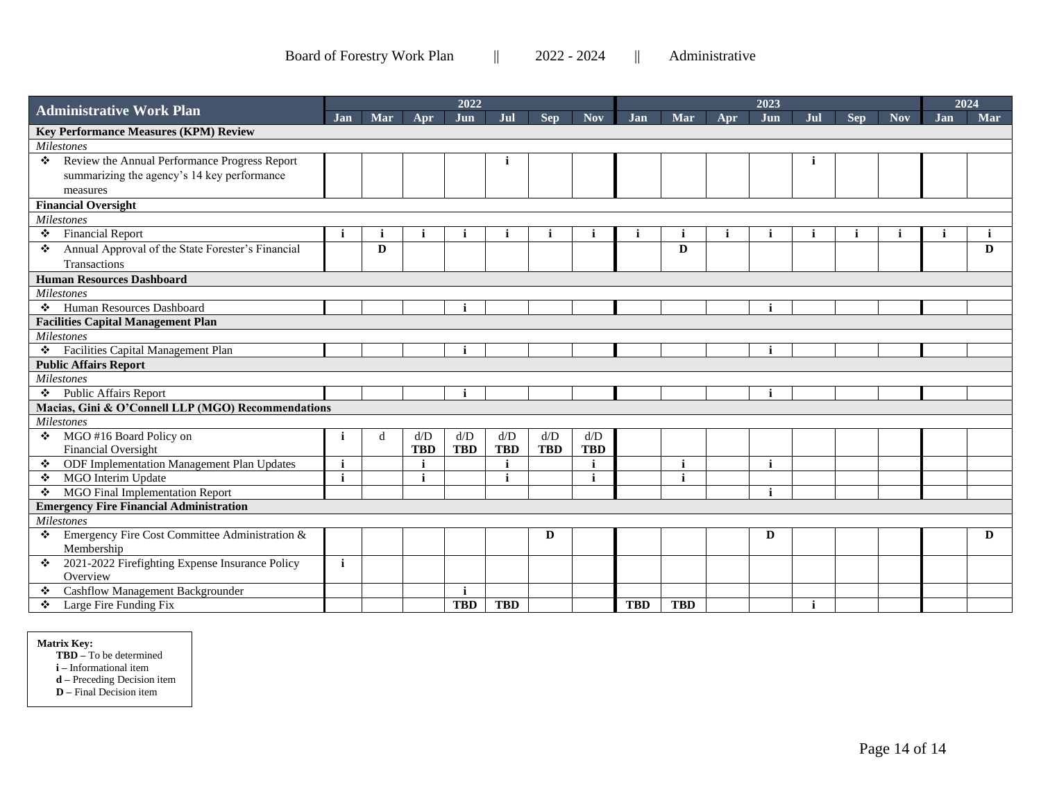Board of Forestry Work Plan || 2022 - 2024 || Administrative

| Administrative Work Plan | 2022 | | | | | | | 2023 | | | | | | | 2024 | |
|---|---|---|---|---|---|---|---|---|---|---|---|---|---|---|---|---|
| | Jan | Mar | Apr | Jun | Jul | Sep | Nov | Jan | Mar | Apr | Jun | Jul | Sep | Nov | Jan | Mar |
| **Key Performance Measures (KPM) Review** | | | | | | | | | | | | | | | | |
| *Milestones* | | | | | | | | | | | | | | | | |
| ❖ Review the Annual Performance Progress Report summarizing the agency's 14 key performance measures | | | | | i | | | | | | | i | | | | |
| **Financial Oversight** | | | | | | | | | | | | | | | | |
| *Milestones* | | | | | | | | | | | | | | | | |
| ❖ Financial Report | i | i | i | i | i | i | i | i | i | i | i | i | i | i | i | i |
| ❖ Annual Approval of the State Forester's Financial Transactions | | D | | | | | | | D | | | | | | | D |
| **Human Resources Dashboard** | | | | | | | | | | | | | | | | |
| *Milestones* | | | | | | | | | | | | | | | | |
| ❖ Human Resources Dashboard | | | | i | | | | | | | i | | | | | |
| **Facilities Capital Management Plan** | | | | | | | | | | | | | | | | |
| *Milestones* | | | | | | | | | | | | | | | | |
| ❖ Facilities Capital Management Plan | | | | i | | | | | | | i | | | | | |
| **Public Affairs Report** | | | | | | | | | | | | | | | | |
| *Milestones* | | | | | | | | | | | | | | | | |
| ❖ Public Affairs Report | | | | i | | | | | | | i | | | | | |
| **Macias, Gini & O'Connell LLP (MGO) Recommendations** | | | | | | | | | | | | | | | | |
| *Milestones* | | | | | | | | | | | | | | | | |
| ❖ MGO #16 Board Policy on Financial Oversight | i | d | d/D **TBD** | d/D **TBD** | d/D **TBD** | d/D **TBD** | d/D **TBD** | | | | | | | | | |
| ❖ ODF Implementation Management Plan Updates | i | | i | | i | | i | | i | | i | | | | | |
| ❖ MGO Interim Update | i | | i | | i | | i | | i | | | | | | | |
| ❖ MGO Final Implementation Report | | | | | | | | | | | i | | | | | |
| **Emergency Fire Financial Administration** | | | | | | | | | | | | | | | | |
| *Milestones* | | | | | | | | | | | | | | | | |
| ❖ Emergency Fire Cost Committee Administration & Membership | | | | | | D | | | | | D | | | | | D |
| ❖ 2021-2022 Firefighting Expense Insurance Policy Overview | i | | | | | | | | | | | | | | | |
| ❖ Cashflow Management Backgrounder | | | | i | | | | | | | | | | | | |
| ❖ Large Fire Funding Fix | | | | **TBD** | **TBD** | | | **TBD** | **TBD** | | | i | | | | |

**Matrix Key:**
- **TBD –** To be determined
- **i –** Informational item
- **d –** Preceding Decision item
- **D –** Final Decision item